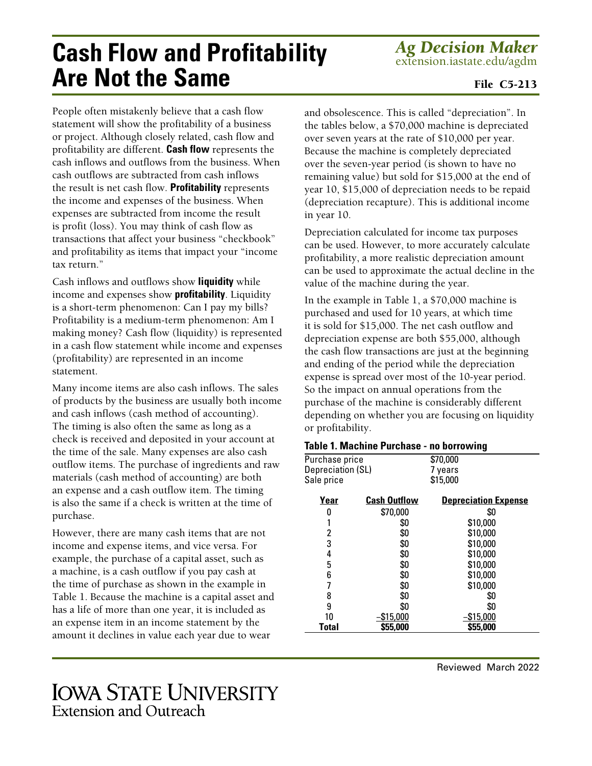# Cash Flow and Profitability Are Not the Same

*Ag Decision Maker*
extension.iastate.edu/agdm

File C5-213

People often mistakenly believe that a cash flow statement will show the profitability of a business or project. Although closely related, cash flow and profitability are different. **Cash flow** represents the cash inflows and outflows from the business. When cash outflows are subtracted from cash inflows the result is net cash flow. **Profitability** represents the income and expenses of the business. When expenses are subtracted from income the result is profit (loss). You may think of cash flow as transactions that affect your business "checkbook" and profitability as items that impact your "income tax return."

Cash inflows and outflows show **liquidity** while income and expenses show **profitability**. Liquidity is a short-term phenomenon: Can I pay my bills? Profitability is a medium-term phenomenon: Am I making money? Cash flow (liquidity) is represented in a cash flow statement while income and expenses (profitability) are represented in an income statement.

Many income items are also cash inflows. The sales of products by the business are usually both income and cash inflows (cash method of accounting). The timing is also often the same as long as a check is received and deposited in your account at the time of the sale. Many expenses are also cash outflow items. The purchase of ingredients and raw materials (cash method of accounting) are both an expense and a cash outflow item. The timing is also the same if a check is written at the time of purchase.

However, there are many cash items that are not income and expense items, and vice versa. For example, the purchase of a capital asset, such as a machine, is a cash outflow if you pay cash at the time of purchase as shown in the example in Table 1. Because the machine is a capital asset and has a life of more than one year, it is included as an expense item in an income statement by the amount it declines in value each year due to wear and obsolescence. This is called "depreciation". In the tables below, a $70,000 machine is depreciated over seven years at the rate of $10,000 per year. Because the machine is completely depreciated over the seven-year period (is shown to have no remaining value) but sold for $15,000 at the end of year 10, $15,000 of depreciation needs to be repaid (depreciation recapture). This is additional income in year 10.

Depreciation calculated for income tax purposes can be used. However, to more accurately calculate profitability, a more realistic depreciation amount can be used to approximate the actual decline in the value of the machine during the year.

In the example in Table 1, a $70,000 machine is purchased and used for 10 years, at which time it is sold for $15,000. The net cash outflow and depreciation expense are both $55,000, although the cash flow transactions are just at the beginning and ending of the period while the depreciation expense is spread over most of the 10-year period. So the impact on annual operations from the purchase of the machine is considerably different depending on whether you are focusing on liquidity or profitability.

**Table 1. Machine Purchase - no borrowing**

| | |
|---|---|
| Purchase price | $70,000 |
| Depreciation (SL) | 7 years |
| Sale price | $15,000 |

| Year | Cash Outflow | Depreciation Expense |
|---|---|---|
| 0 | $70,000 | $0 |
| 1 | $0 | $10,000 |
| 2 | $0 | $10,000 |
| 3 | $0 | $10,000 |
| 4 | $0 | $10,000 |
| 5 | $0 | $10,000 |
| 6 | $0 | $10,000 |
| 7 | $0 | $10,000 |
| 8 | $0 | $0 |
| 9 | $0 | $0 |
| 10 | –$15,000 | –$15,000 |
| **Total** | **$55,000** | **$55,000** |

Reviewed March 2022

IOWA STATE UNIVERSITY
Extension and Outreach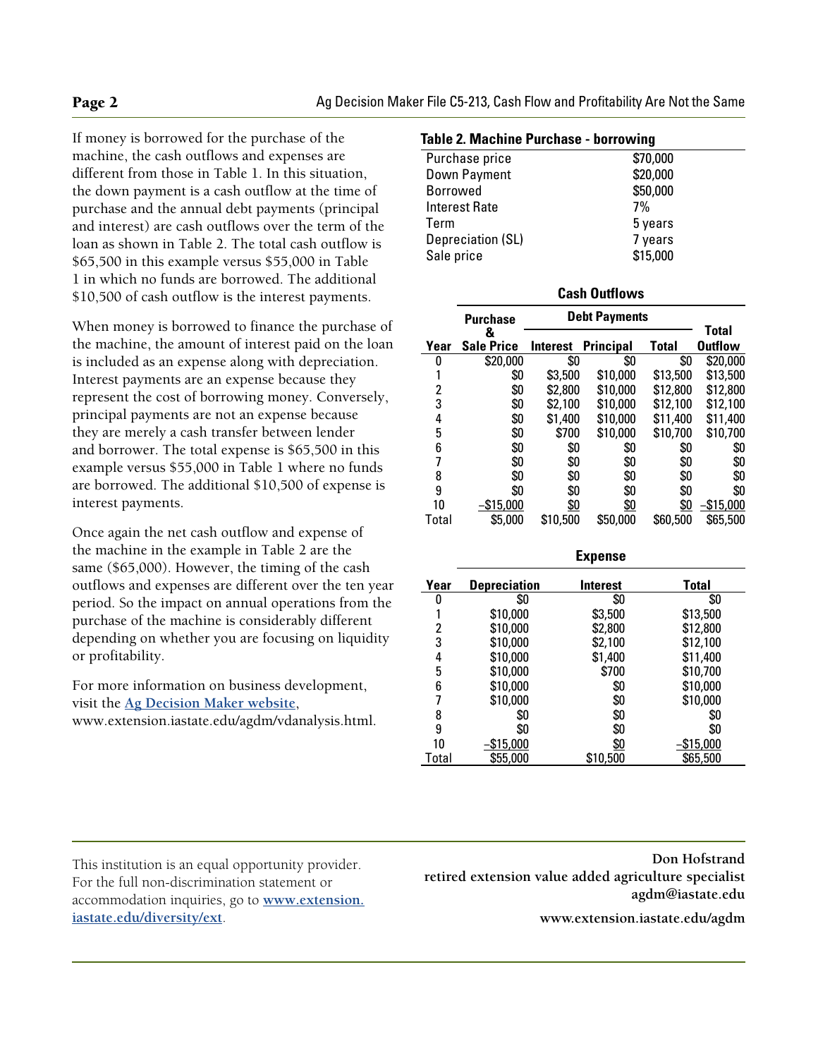If money is borrowed for the purchase of the machine, the cash outflows and expenses are different from those in Table 1. In this situation, the down payment is a cash outflow at the time of purchase and the annual debt payments (principal and interest) are cash outflows over the term of the loan as shown in Table 2. The total cash outflow is $65,500 in this example versus $55,000 in Table 1 in which no funds are borrowed. The additional $10,500 of cash outflow is the interest payments.

When money is borrowed to finance the purchase of the machine, the amount of interest paid on the loan is included as an expense along with depreciation. Interest payments are an expense because they represent the cost of borrowing money. Conversely, principal payments are not an expense because they are merely a cash transfer between lender and borrower. The total expense is $65,500 in this example versus $55,000 in Table 1 where no funds are borrowed. The additional $10,500 of expense is interest payments.

Once again the net cash outflow and expense of the machine in the example in Table 2 are the same ($65,000). However, the timing of the cash outflows and expenses are different over the ten year period. So the impact on annual operations from the purchase of the machine is considerably different depending on whether you are focusing on liquidity or profitability.

For more information on business development, visit the **Ag Decision Maker website**, www.extension.iastate.edu/agdm/vdanalysis.html.

**Table 2. Machine Purchase - borrowing**

| | |
|---|---|
| Purchase price | $70,000 |
| Down Payment | $20,000 |
| Borrowed | $50,000 |
| Interest Rate | 7% |
| Term | 5 years |
| Depreciation (SL) | 7 years |
| Sale price | $15,000 |

**Cash Outflows**

| | Purchase | Debt Payments | | | Total |
|---|---|---|---|---|---|
| Year | & Sale Price | Interest | Principal | Total | Outflow |
| 0 | $20,000 | $0 | $0 | $0 | $20,000 |
| 1 | $0 | $3,500 | $10,000 | $13,500 | $13,500 |
| 2 | $0 | $2,800 | $10,000 | $12,800 | $12,800 |
| 3 | $0 | $2,100 | $10,000 | $12,100 | $12,100 |
| 4 | $0 | $1,400 | $10,000 | $11,400 | $11,400 |
| 5 | $0 | $700 | $10,000 | $10,700 | $10,700 |
| 6 | $0 | $0 | $0 | $0 | $0 |
| 7 | $0 | $0 | $0 | $0 | $0 |
| 8 | $0 | $0 | $0 | $0 | $0 |
| 9 | $0 | $0 | $0 | $0 | $0 |
| 10 | −$15,000 | $0 | $0 | $0 | −$15,000 |
| Total | $5,000 | $10,500 | $50,000 | $60,500 | $65,500 |

**Expense**

| Year | Depreciation | Interest | Total |
|---|---|---|---|
| 0 | $0 | $0 | $0 |
| 1 | $10,000 | $3,500 | $13,500 |
| 2 | $10,000 | $2,800 | $12,800 |
| 3 | $10,000 | $2,100 | $12,100 |
| 4 | $10,000 | $1,400 | $11,400 |
| 5 | $10,000 | $700 | $10,700 |
| 6 | $10,000 | $0 | $10,000 |
| 7 | $10,000 | $0 | $10,000 |
| 8 | $0 | $0 | $0 |
| 9 | $0 | $0 | $0 |
| 10 | −$15,000 | $0 | −$15,000 |
| Total | $55,000 | $10,500 | $65,500 |

This institution is an equal opportunity provider. For the full non-discrimination statement or accommodation inquiries, go to **www.extension.iastate.edu/diversity/ext**.

**Don Hofstrand**
**retired extension value added agriculture specialist**
**agdm@iastate.edu**

**www.extension.iastate.edu/agdm**